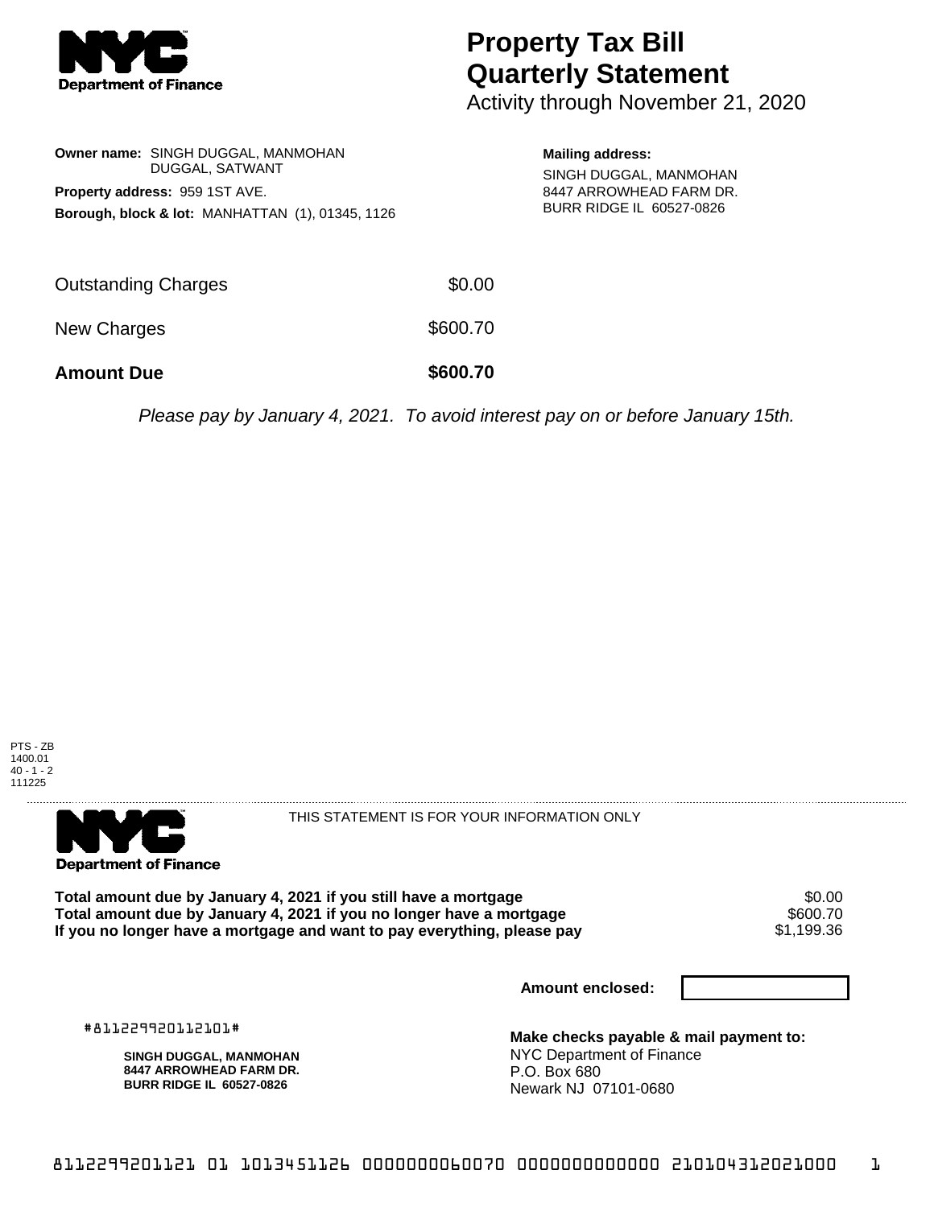# Property Tax Bill Quarterly Statement

Activity through November 21, 2020

**Owner name:** SINGH DUGGAL, MANMOHAN
DUGGAL, SATWANT

**Property address:** 959 1ST AVE.

**Borough, block & lot:** MANHATTAN (1), 01345, 1126

**Mailing address:**
SINGH DUGGAL, MANMOHAN
8447 ARROWHEAD FARM DR.
BURR RIDGE IL 60527-0826

| | |
|---|---|
| Outstanding Charges | $0.00 |
| New Charges | $600.70 |
| **Amount Due** | **$600.70** |

*Please pay by January 4, 2021. To avoid interest pay on or before January 15th.*

PTS - ZB
1400.01
40 - 1 - 2
111225

THIS STATEMENT IS FOR YOUR INFORMATION ONLY

| | |
|---|---|
| **Total amount due by January 4, 2021 if you still have a mortgage** | $0.00 |
| **Total amount due by January 4, 2021 if you no longer have a mortgage** | $600.70 |
| **If you no longer have a mortgage and want to pay everything, please pay** | $1,199.36 |

**Amount enclosed:**

#811229920112101#

**SINGH DUGGAL, MANMOHAN**
**8447 ARROWHEAD FARM DR.**
**BURR RIDGE IL 60527-0826**

**Make checks payable & mail payment to:**
NYC Department of Finance
P.O. Box 680
Newark NJ 07101-0680

8112299201121 01 1013451126 0000000060070 0000000000000 210104312021000 1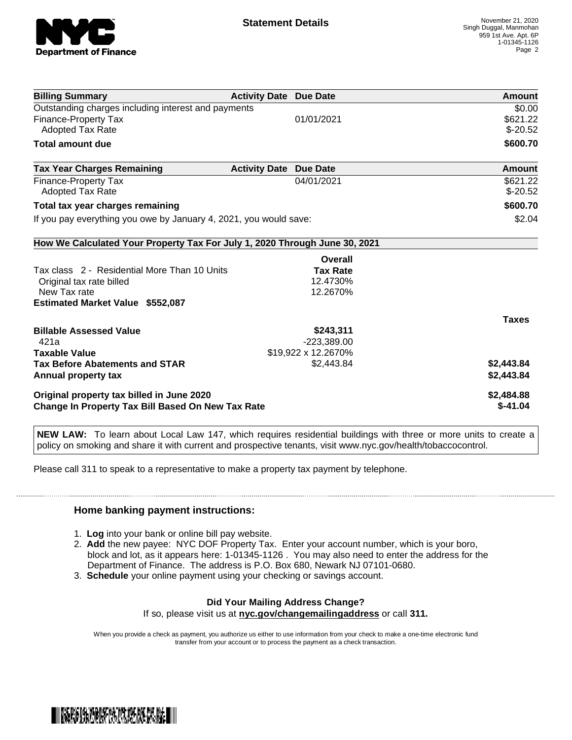**Statement Details**

November 21, 2020
Singh Duggal, Manmohan
959 1st Ave. Apt. 6P
1-01345-1126

| **Billing Summary** | **Activity Date** | **Due Date** | **Amount** |
|---|---|---|---|
| Outstanding charges including interest and payments | | | $0.00 |
| Finance-Property Tax | | 01/01/2021 | $621.22 |
| Adopted Tax Rate | | | $-20.52 |
| **Total amount due** | | | **$600.70** |

| **Tax Year Charges Remaining** | **Activity Date** | **Due Date** | **Amount** |
|---|---|---|---|
| Finance-Property Tax | | 04/01/2021 | $621.22 |
| Adopted Tax Rate | | | $-20.52 |
| **Total tax year charges remaining** | | | **$600.70** |
| If you pay everything you owe by January 4, 2021, you would save: | | | $2.04 |

**How We Calculated Your Property Tax For July 1, 2020 Through June 30, 2021**

| | **Overall Tax Rate** | |
|---|---|---|
| Tax class 2 - Residential More Than 10 Units | | |
| Original tax rate billed | 12.4730% | |
| New Tax rate | 12.2670% | |
| **Estimated Market Value $552,087** | | |
| | | **Taxes** |
| **Billable Assessed Value** | **$243,311** | |
| 421a | -223,389.00 | |
| **Taxable Value** | $19,922 x 12.2670% | |
| **Tax Before Abatements and STAR** | $2,443.84 | **$2,443.84** |
| **Annual property tax** | | **$2,443.84** |
| **Original property tax billed in June 2020** | | **$2,484.88** |
| **Change In Property Tax Bill Based On New Tax Rate** | | **$-41.04** |

**NEW LAW:** To learn about Local Law 147, which requires residential buildings with three or more units to create a policy on smoking and share it with current and prospective tenants, visit www.nyc.gov/health/tobaccocontrol.

Please call 311 to speak to a representative to make a property tax payment by telephone.

### Home banking payment instructions:

1. **Log** into your bank or online bill pay website.
2. **Add** the new payee: NYC DOF Property Tax. Enter your account number, which is your boro, block and lot, as it appears here: 1-01345-1126 . You may also need to enter the address for the Department of Finance. The address is P.O. Box 680, Newark NJ 07101-0680.
3. **Schedule** your online payment using your checking or savings account.

**Did Your Mailing Address Change?**
If so, please visit us at **nyc.gov/changemailingaddress** or call **311.**

When you provide a check as payment, you authorize us either to use information from your check to make a one-time electronic fund transfer from your account or to process the payment as a check transaction.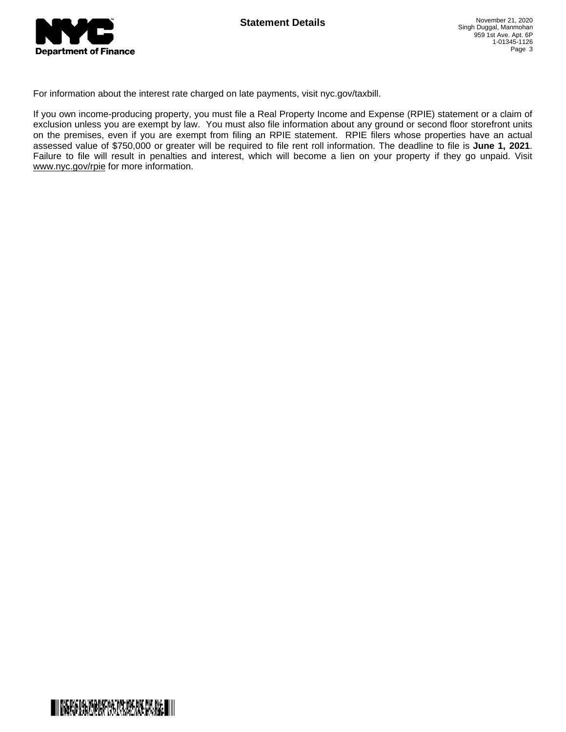For information about the interest rate charged on late payments, visit nyc.gov/taxbill.

If you own income-producing property, you must file a Real Property Income and Expense (RPIE) statement or a claim of exclusion unless you are exempt by law. You must also file information about any ground or second floor storefront units on the premises, even if you are exempt from filing an RPIE statement. RPIE filers whose properties have an actual assessed value of $750,000 or greater will be required to file rent roll information. The deadline to file is **June 1, 2021**. Failure to file will result in penalties and interest, which will become a lien on your property if they go unpaid. Visit www.nyc.gov/rpie for more information.